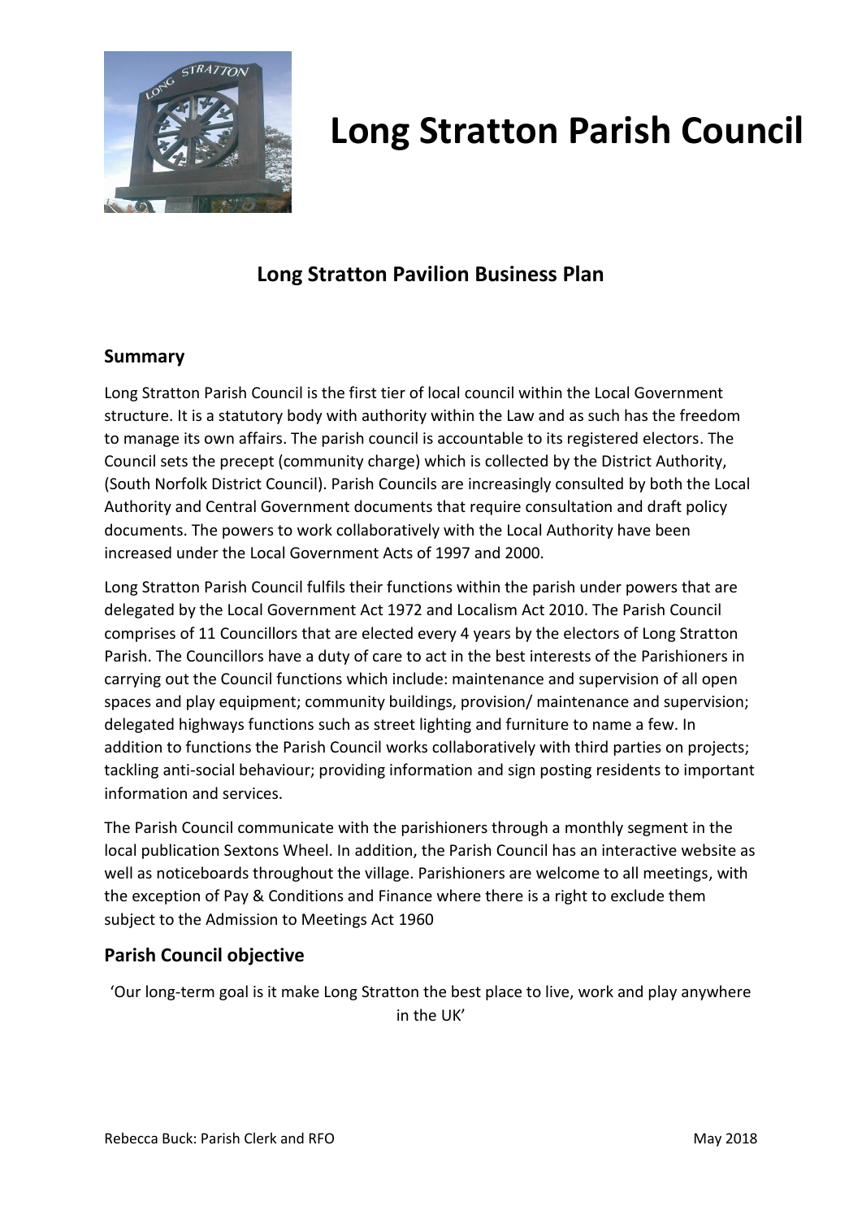# Long Stratton Parish Council

## Long Stratton Pavilion Business Plan

### Summary

Long Stratton Parish Council is the first tier of local council within the Local Government structure. It is a statutory body with authority within the Law and as such has the freedom to manage its own affairs. The parish council is accountable to its registered electors. The Council sets the precept (community charge) which is collected by the District Authority, (South Norfolk District Council). Parish Councils are increasingly consulted by both the Local Authority and Central Government documents that require consultation and draft policy documents. The powers to work collaboratively with the Local Authority have been increased under the Local Government Acts of 1997 and 2000.

Long Stratton Parish Council fulfils their functions within the parish under powers that are delegated by the Local Government Act 1972 and Localism Act 2010. The Parish Council comprises of 11 Councillors that are elected every 4 years by the electors of Long Stratton Parish. The Councillors have a duty of care to act in the best interests of the Parishioners in carrying out the Council functions which include: maintenance and supervision of all open spaces and play equipment; community buildings, provision/ maintenance and supervision; delegated highways functions such as street lighting and furniture to name a few. In addition to functions the Parish Council works collaboratively with third parties on projects; tackling anti-social behaviour; providing information and sign posting residents to important information and services.

The Parish Council communicate with the parishioners through a monthly segment in the local publication Sextons Wheel. In addition, the Parish Council has an interactive website as well as noticeboards throughout the village. Parishioners are welcome to all meetings, with the exception of Pay & Conditions and Finance where there is a right to exclude them subject to the Admission to Meetings Act 1960

### Parish Council objective

'Our long-term goal is it make Long Stratton the best place to live, work and play anywhere in the UK'

Rebecca Buck: Parish Clerk and RFO

May 2018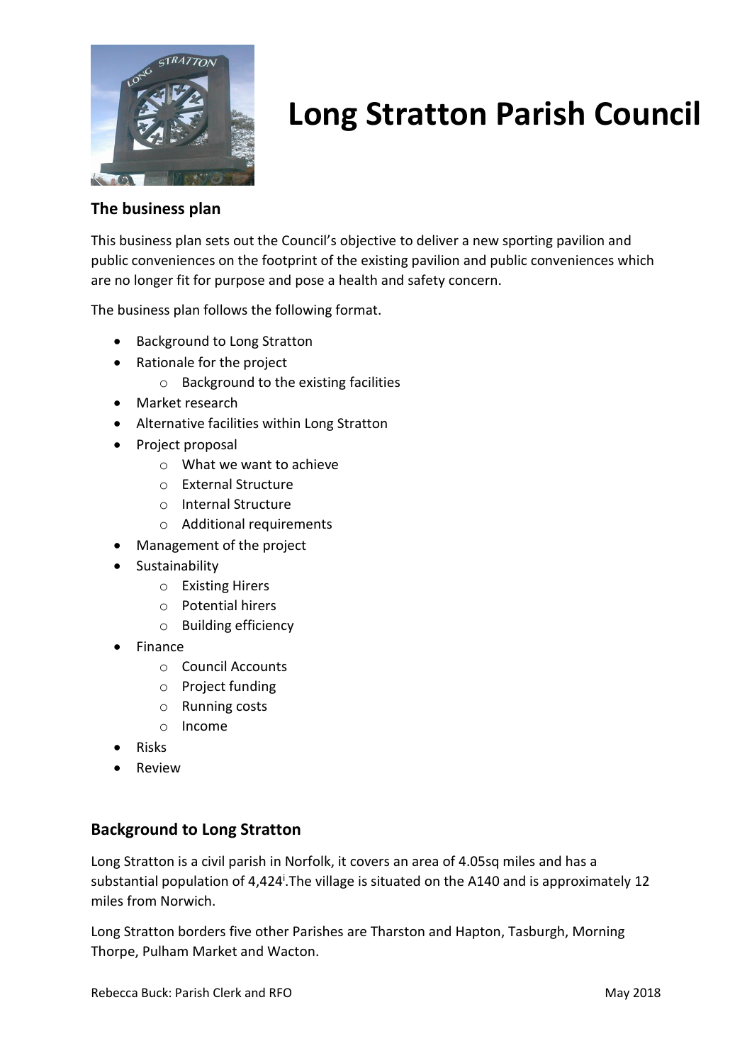# Long Stratton Parish Council

## The business plan

This business plan sets out the Council's objective to deliver a new sporting pavilion and public conveniences on the footprint of the existing pavilion and public conveniences which are no longer fit for purpose and pose a health and safety concern.

The business plan follows the following format.

- Background to Long Stratton
- Rationale for the project
    - Background to the existing facilities
- Market research
- Alternative facilities within Long Stratton
- Project proposal
    - What we want to achieve
    - External Structure
    - Internal Structure
    - Additional requirements
- Management of the project
- Sustainability
    - Existing Hirers
    - Potential hirers
    - Building efficiency
- Finance
    - Council Accounts
    - Project funding
    - Running costs
    - Income
- Risks
- Review

## Background to Long Stratton

Long Stratton is a civil parish in Norfolk, it covers an area of 4.05sq miles and has a substantial population of 4,424[i].The village is situated on the A140 and is approximately 12 miles from Norwich.

Long Stratton borders five other Parishes are Tharston and Hapton, Tasburgh, Morning Thorpe, Pulham Market and Wacton.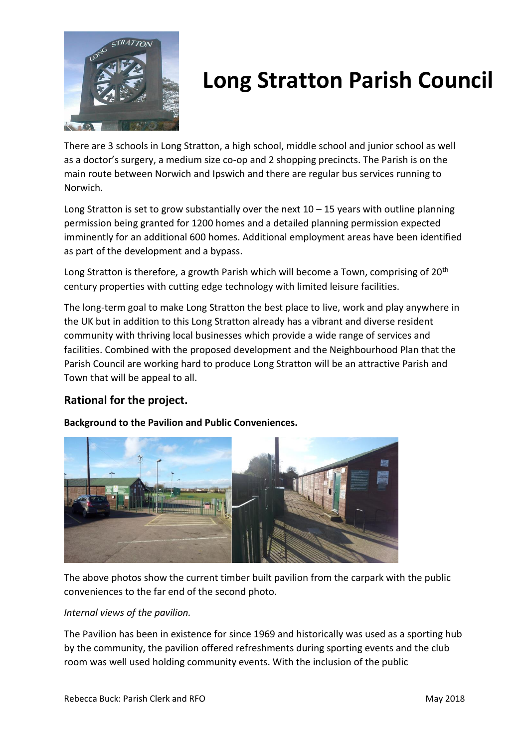# Long Stratton Parish Council

There are 3 schools in Long Stratton, a high school, middle school and junior school as well as a doctor's surgery, a medium size co-op and 2 shopping precincts. The Parish is on the main route between Norwich and Ipswich and there are regular bus services running to Norwich.

Long Stratton is set to grow substantially over the next 10 – 15 years with outline planning permission being granted for 1200 homes and a detailed planning permission expected imminently for an additional 600 homes. Additional employment areas have been identified as part of the development and a bypass.

Long Stratton is therefore, a growth Parish which will become a Town, comprising of 20th century properties with cutting edge technology with limited leisure facilities.

The long-term goal to make Long Stratton the best place to live, work and play anywhere in the UK but in addition to this Long Stratton already has a vibrant and diverse resident community with thriving local businesses which provide a wide range of services and facilities. Combined with the proposed development and the Neighbourhood Plan that the Parish Council are working hard to produce Long Stratton will be an attractive Parish and Town that will be appeal to all.

## Rational for the project.

**Background to the Pavilion and Public Conveniences.**

The above photos show the current timber built pavilion from the carpark with the public conveniences to the far end of the second photo.

*Internal views of the pavilion.*

The Pavilion has been in existence for since 1969 and historically was used as a sporting hub by the community, the pavilion offered refreshments during sporting events and the club room was well used holding community events. With the inclusion of the public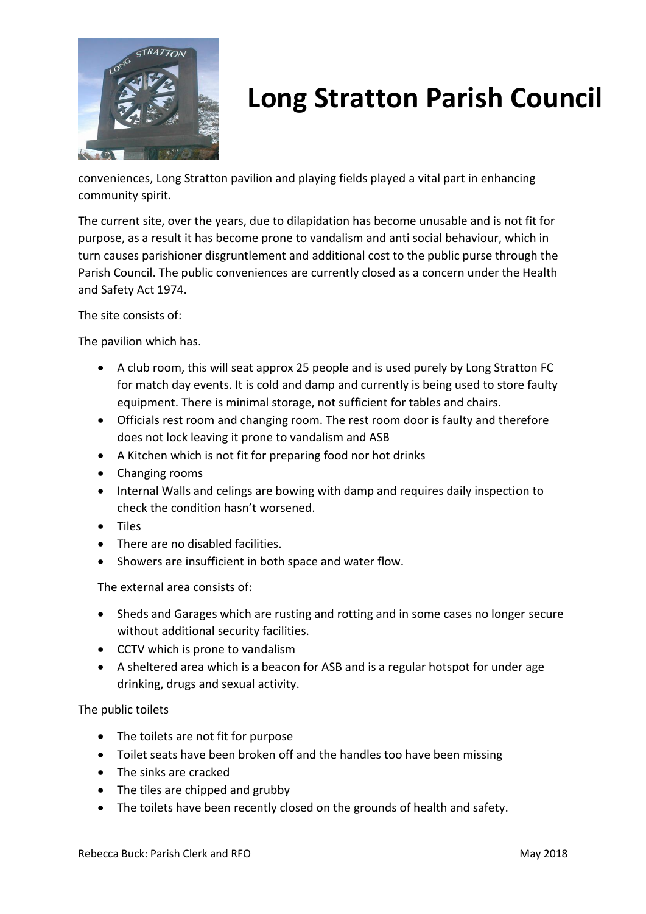# Long Stratton Parish Council

conveniences, Long Stratton pavilion and playing fields played a vital part in enhancing community spirit.

The current site, over the years, due to dilapidation has become unusable and is not fit for purpose, as a result it has become prone to vandalism and anti social behaviour, which in turn causes parishioner disgruntlement and additional cost to the public purse through the Parish Council. The public conveniences are currently closed as a concern under the Health and Safety Act 1974.

The site consists of:

The pavilion which has.

- A club room, this will seat approx 25 people and is used purely by Long Stratton FC for match day events. It is cold and damp and currently is being used to store faulty equipment. There is minimal storage, not sufficient for tables and chairs.
- Officials rest room and changing room. The rest room door is faulty and therefore does not lock leaving it prone to vandalism and ASB
- A Kitchen which is not fit for preparing food nor hot drinks
- Changing rooms
- Internal Walls and celings are bowing with damp and requires daily inspection to check the condition hasn't worsened.
- Tiles
- There are no disabled facilities.
- Showers are insufficient in both space and water flow.

The external area consists of:

- Sheds and Garages which are rusting and rotting and in some cases no longer secure without additional security facilities.
- CCTV which is prone to vandalism
- A sheltered area which is a beacon for ASB and is a regular hotspot for under age drinking, drugs and sexual activity.

The public toilets

- The toilets are not fit for purpose
- Toilet seats have been broken off and the handles too have been missing
- The sinks are cracked
- The tiles are chipped and grubby
- The toilets have been recently closed on the grounds of health and safety.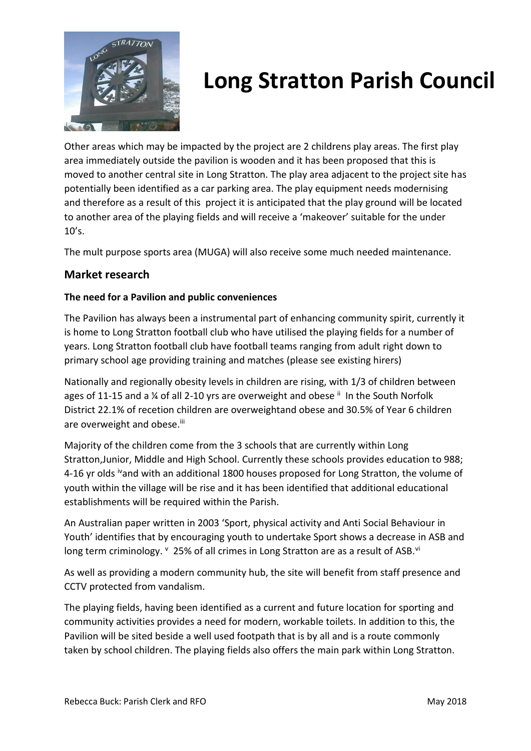# Long Stratton Parish Council

Other areas which may be impacted by the project are 2 childrens play areas. The first play area immediately outside the pavilion is wooden and it has been proposed that this is moved to another central site in Long Stratton. The play area adjacent to the project site has potentially been identified as a car parking area. The play equipment needs modernising and therefore as a result of this project it is anticipated that the play ground will be located to another area of the playing fields and will receive a 'makeover' suitable for the under 10's.

The mult purpose sports area (MUGA) will also receive some much needed maintenance.

## Market research

### The need for a Pavilion and public conveniences

The Pavilion has always been a instrumental part of enhancing community spirit, currently it is home to Long Stratton football club who have utilised the playing fields for a number of years. Long Stratton football club have football teams ranging from adult right down to primary school age providing training and matches (please see existing hirers)

Nationally and regionally obesity levels in children are rising, with 1/3 of children between ages of 11-15 and a ¼ of all 2-10 yrs are overweight and obese [ii] In the South Norfolk District 22.1% of recetion children are overweightand obese and 30.5% of Year 6 children are overweight and obese.[iii]

Majority of the children come from the 3 schools that are currently within Long Stratton,Junior, Middle and High School. Currently these schools provides education to 988; 4-16 yr olds [iv]and with an additional 1800 houses proposed for Long Stratton, the volume of youth within the village will be rise and it has been identified that additional educational establishments will be required within the Parish.

An Australian paper written in 2003 'Sport, physical activity and Anti Social Behaviour in Youth' identifies that by encouraging youth to undertake Sport shows a decrease in ASB and long term criminology. [v] 25% of all crimes in Long Stratton are as a result of ASB.[vi]

As well as providing a modern community hub, the site will benefit from staff presence and CCTV protected from vandalism.

The playing fields, having been identified as a current and future location for sporting and community activities provides a need for modern, workable toilets. In addition to this, the Pavilion will be sited beside a well used footpath that is by all and is a route commonly taken by school children. The playing fields also offers the main park within Long Stratton.

Rebecca Buck: Parish Clerk and RFO May 2018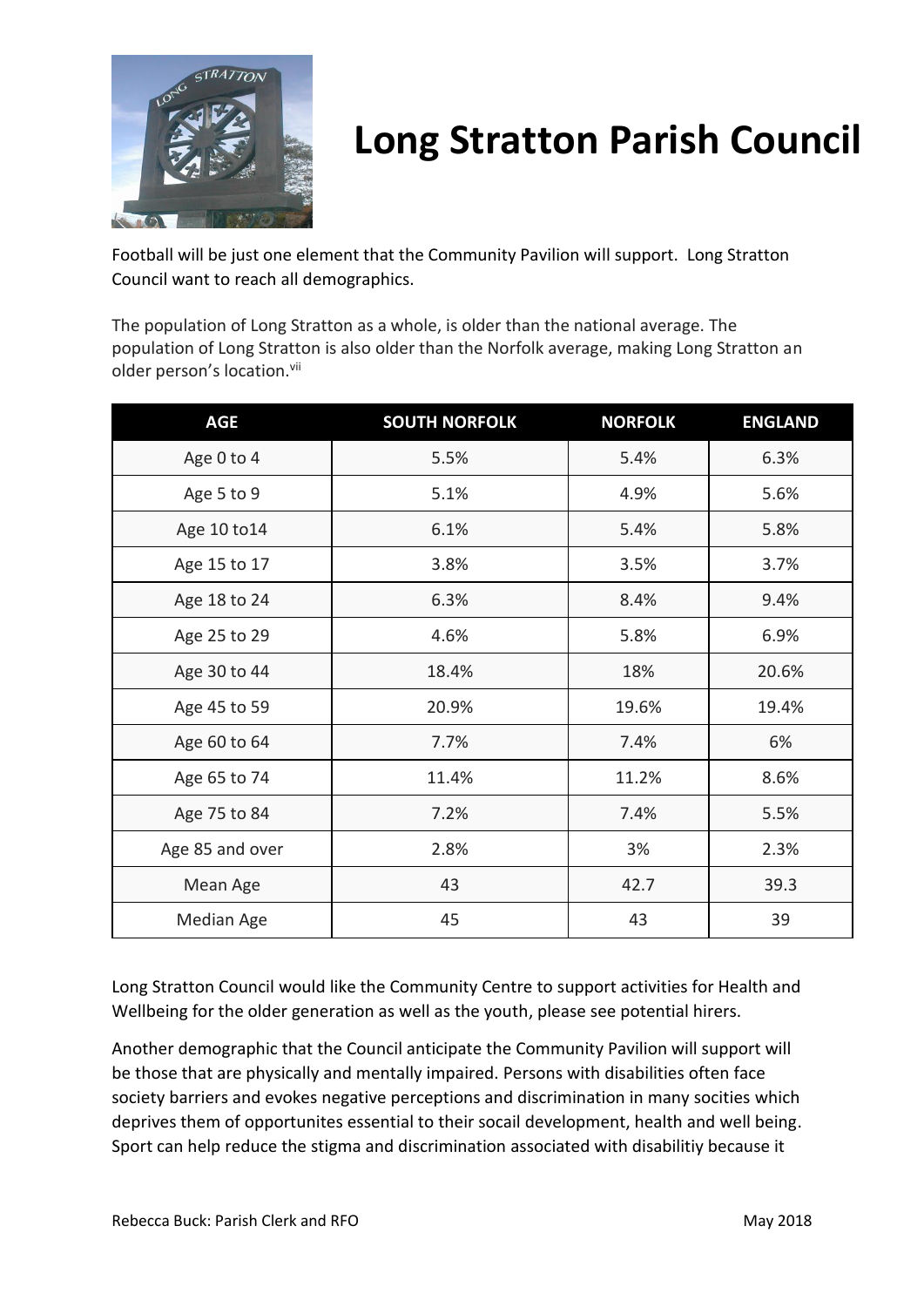# Long Stratton Parish Council

Football will be just one element that the Community Pavilion will support. Long Stratton Council want to reach all demographics.

The population of Long Stratton as a whole, is older than the national average. The population of Long Stratton is also older than the Norfolk average, making Long Stratton an older person's location.[vii]

| AGE | SOUTH NORFOLK | NORFOLK | ENGLAND |
|---|---|---|---|
| Age 0 to 4 | 5.5% | 5.4% | 6.3% |
| Age 5 to 9 | 5.1% | 4.9% | 5.6% |
| Age 10 to14 | 6.1% | 5.4% | 5.8% |
| Age 15 to 17 | 3.8% | 3.5% | 3.7% |
| Age 18 to 24 | 6.3% | 8.4% | 9.4% |
| Age 25 to 29 | 4.6% | 5.8% | 6.9% |
| Age 30 to 44 | 18.4% | 18% | 20.6% |
| Age 45 to 59 | 20.9% | 19.6% | 19.4% |
| Age 60 to 64 | 7.7% | 7.4% | 6% |
| Age 65 to 74 | 11.4% | 11.2% | 8.6% |
| Age 75 to 84 | 7.2% | 7.4% | 5.5% |
| Age 85 and over | 2.8% | 3% | 2.3% |
| Mean Age | 43 | 42.7 | 39.3 |
| Median Age | 45 | 43 | 39 |

Long Stratton Council would like the Community Centre to support activities for Health and Wellbeing for the older generation as well as the youth, please see potential hirers.

Another demographic that the Council anticipate the Community Pavilion will support will be those that are physically and mentally impaired. Persons with disabilities often face society barriers and evokes negative perceptions and discrimination in many socities which deprives them of opportunites essential to their socail development, health and well being. Sport can help reduce the stigma and discrimination associated with disabilitiy because it

Rebecca Buck: Parish Clerk and RFO May 2018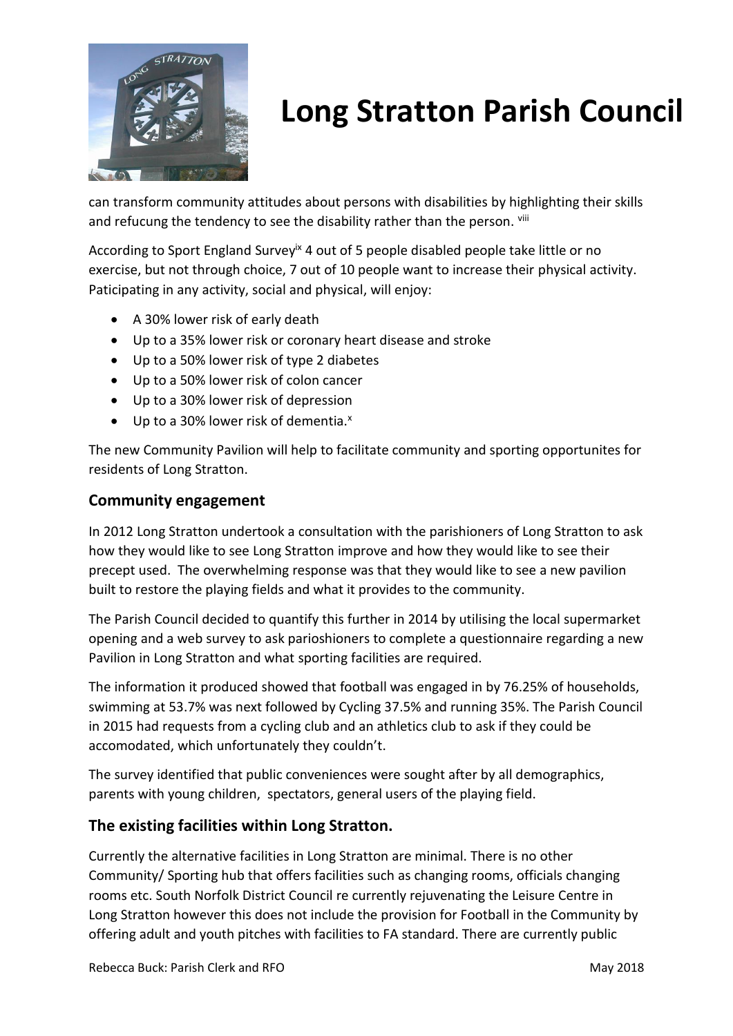can transform community attitudes about persons with disabilities by highlighting their skills and refucung the tendency to see the disability rather than the person. [viii]

According to Sport England Survey[ix] 4 out of 5 people disabled people take little or no exercise, but not through choice, 7 out of 10 people want to increase their physical activity. Paticipating in any activity, social and physical, will enjoy:

- A 30% lower risk of early death
- Up to a 35% lower risk or coronary heart disease and stroke
- Up to a 50% lower risk of type 2 diabetes
- Up to a 50% lower risk of colon cancer
- Up to a 30% lower risk of depression
- Up to a 30% lower risk of dementia.[x]

The new Community Pavilion will help to facilitate community and sporting opportunites for residents of Long Stratton.

## Community engagement

In 2012 Long Stratton undertook a consultation with the parishioners of Long Stratton to ask how they would like to see Long Stratton improve and how they would like to see their precept used. The overwhelming response was that they would like to see a new pavilion built to restore the playing fields and what it provides to the community.

The Parish Council decided to quantify this further in 2014 by utilising the local supermarket opening and a web survey to ask parioshioners to complete a questionnaire regarding a new Pavilion in Long Stratton and what sporting facilities are required.

The information it produced showed that football was engaged in by 76.25% of households, swimming at 53.7% was next followed by Cycling 37.5% and running 35%. The Parish Council in 2015 had requests from a cycling club and an athletics club to ask if they could be accomodated, which unfortunately they couldn't.

The survey identified that public conveniences were sought after by all demographics, parents with young children, spectators, general users of the playing field.

## The existing facilities within Long Stratton.

Currently the alternative facilities in Long Stratton are minimal. There is no other Community/ Sporting hub that offers facilities such as changing rooms, officials changing rooms etc. South Norfolk District Council re currently rejuvenating the Leisure Centre in Long Stratton however this does not include the provision for Football in the Community by offering adult and youth pitches with facilities to FA standard. There are currently public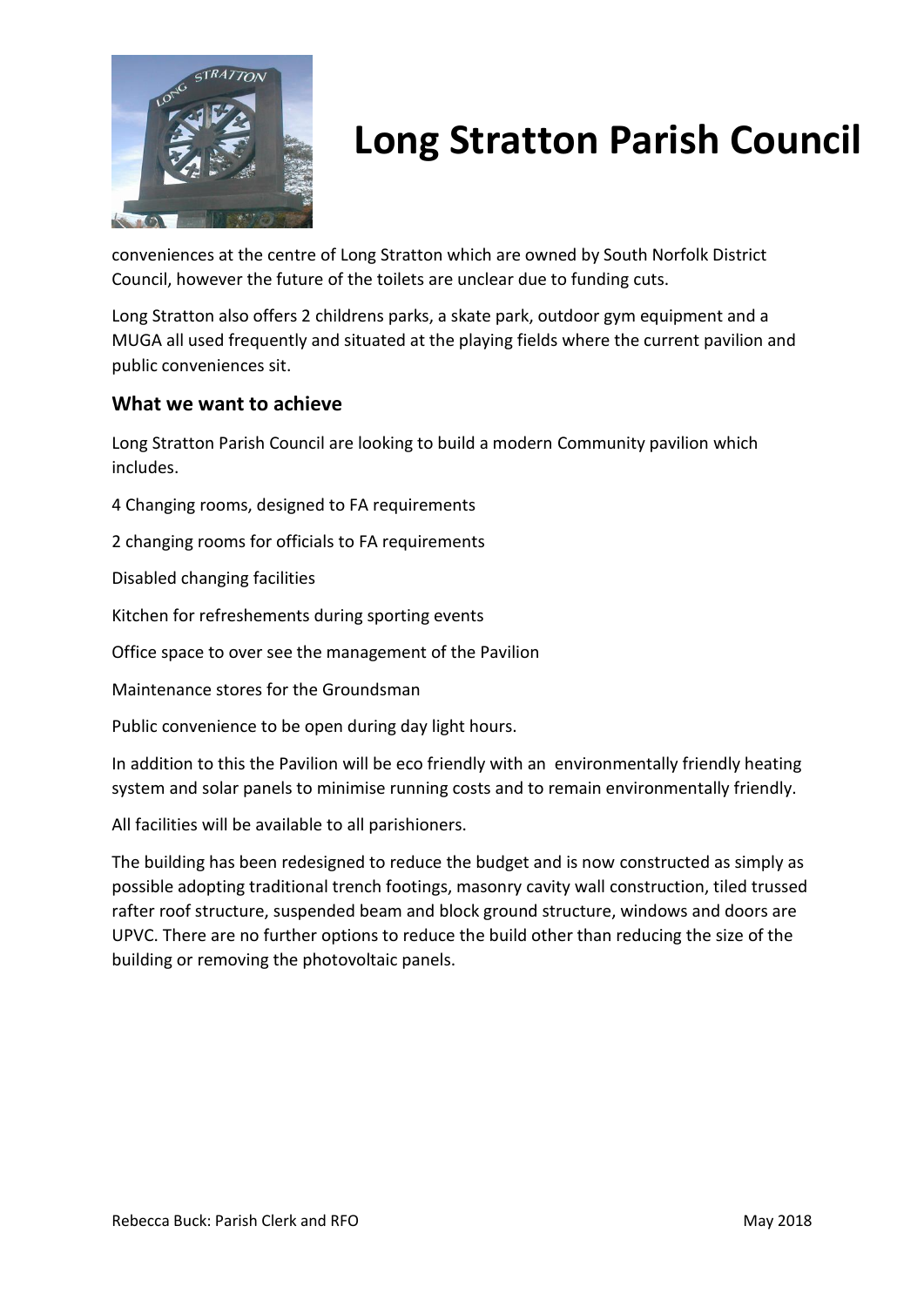conveniences at the centre of Long Stratton which are owned by South Norfolk District Council, however the future of the toilets are unclear due to funding cuts.

Long Stratton also offers 2 childrens parks, a skate park, outdoor gym equipment and a MUGA all used frequently and situated at the playing fields where the current pavilion and public conveniences sit.

### What we want to achieve

Long Stratton Parish Council are looking to build a modern Community pavilion which includes.

4 Changing rooms, designed to FA requirements

2 changing rooms for officials to FA requirements

Disabled changing facilities

Kitchen for refreshements during sporting events

Office space to over see the management of the Pavilion

Maintenance stores for the Groundsman

Public convenience to be open during day light hours.

In addition to this the Pavilion will be eco friendly with an environmentally friendly heating system and solar panels to minimise running costs and to remain environmentally friendly.

All facilities will be available to all parishioners.

The building has been redesigned to reduce the budget and is now constructed as simply as possible adopting traditional trench footings, masonry cavity wall construction, tiled trussed rafter roof structure, suspended beam and block ground structure, windows and doors are UPVC. There are no further options to reduce the build other than reducing the size of the building or removing the photovoltaic panels.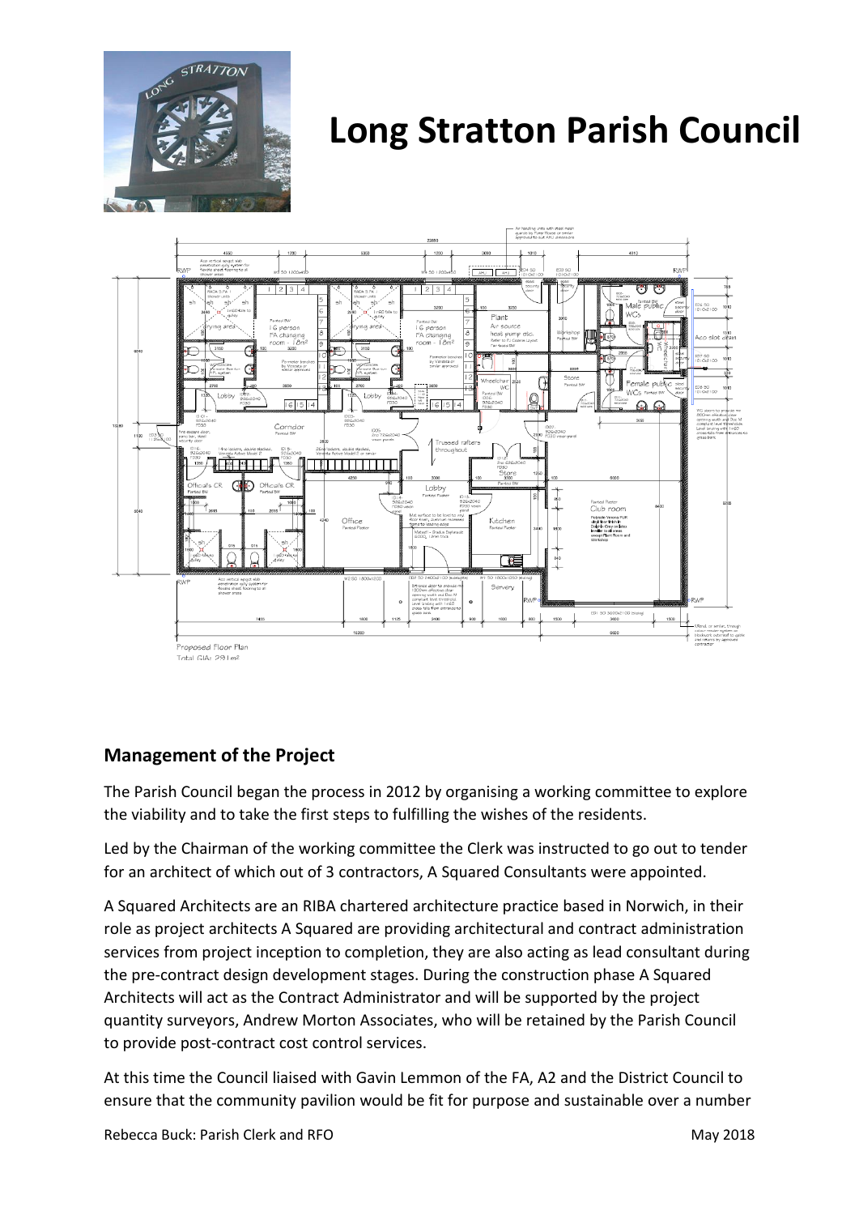# Long Stratton Parish Council

Proposed Floor Plan
Total GIA: 291m²

## Management of the Project

The Parish Council began the process in 2012 by organising a working committee to explore the viability and to take the first steps to fulfilling the wishes of the residents.

Led by the Chairman of the working committee the Clerk was instructed to go out to tender for an architect of which out of 3 contractors, A Squared Consultants were appointed.

A Squared Architects are an RIBA chartered architecture practice based in Norwich, in their role as project architects A Squared are providing architectural and contract administration services from project inception to completion, they are also acting as lead consultant during the pre-contract design development stages. During the construction phase A Squared Architects will act as the Contract Administrator and will be supported by the project quantity surveyors, Andrew Morton Associates, who will be retained by the Parish Council to provide post-contract cost control services.

At this time the Council liaised with Gavin Lemmon of the FA, A2 and the District Council to ensure that the community pavilion would be fit for purpose and sustainable over a number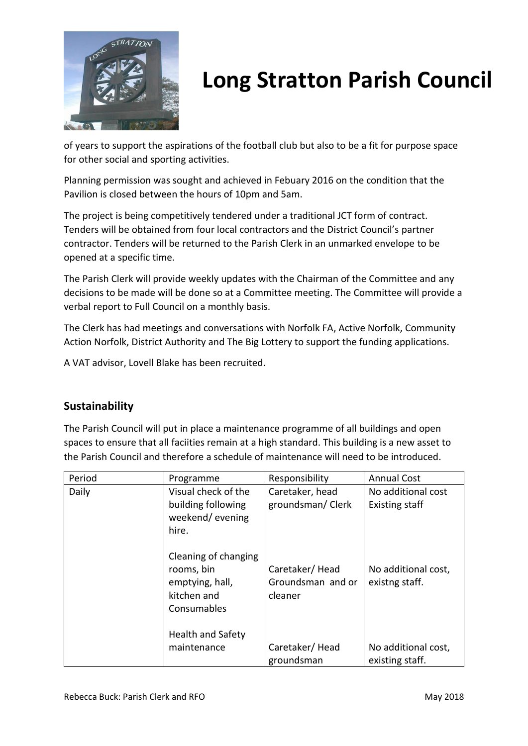of years to support the aspirations of the football club but also to be a fit for purpose space for other social and sporting activities.

Planning permission was sought and achieved in Febuary 2016 on the condition that the Pavilion is closed between the hours of 10pm and 5am.

The project is being competitively tendered under a traditional JCT form of contract. Tenders will be obtained from four local contractors and the District Council's partner contractor. Tenders will be returned to the Parish Clerk in an unmarked envelope to be opened at a specific time.

The Parish Clerk will provide weekly updates with the Chairman of the Committee and any decisions to be made will be done so at a Committee meeting. The Committee will provide a verbal report to Full Council on a monthly basis.

The Clerk has had meetings and conversations with Norfolk FA, Active Norfolk, Community Action Norfolk, District Authority and The Big Lottery to support the funding applications.

A VAT advisor, Lovell Blake has been recruited.

## Sustainability

The Parish Council will put in place a maintenance programme of all buildings and open spaces to ensure that all faciities remain at a high standard. This building is a new asset to the Parish Council and therefore a schedule of maintenance will need to be introduced.

| Period | Programme | Responsibility | Annual Cost |
|---|---|---|---|
| Daily | Visual check of the building following weekend/ evening hire. | Caretaker, head groundsman/ Clerk | No additional cost Existing staff |
| | Cleaning of changing rooms, bin emptying, hall, kitchen and Consumables | Caretaker/ Head Groundsman and or cleaner | No additional cost, existng staff. |
| | Health and Safety maintenance | Caretaker/ Head groundsman | No additional cost, existing staff. |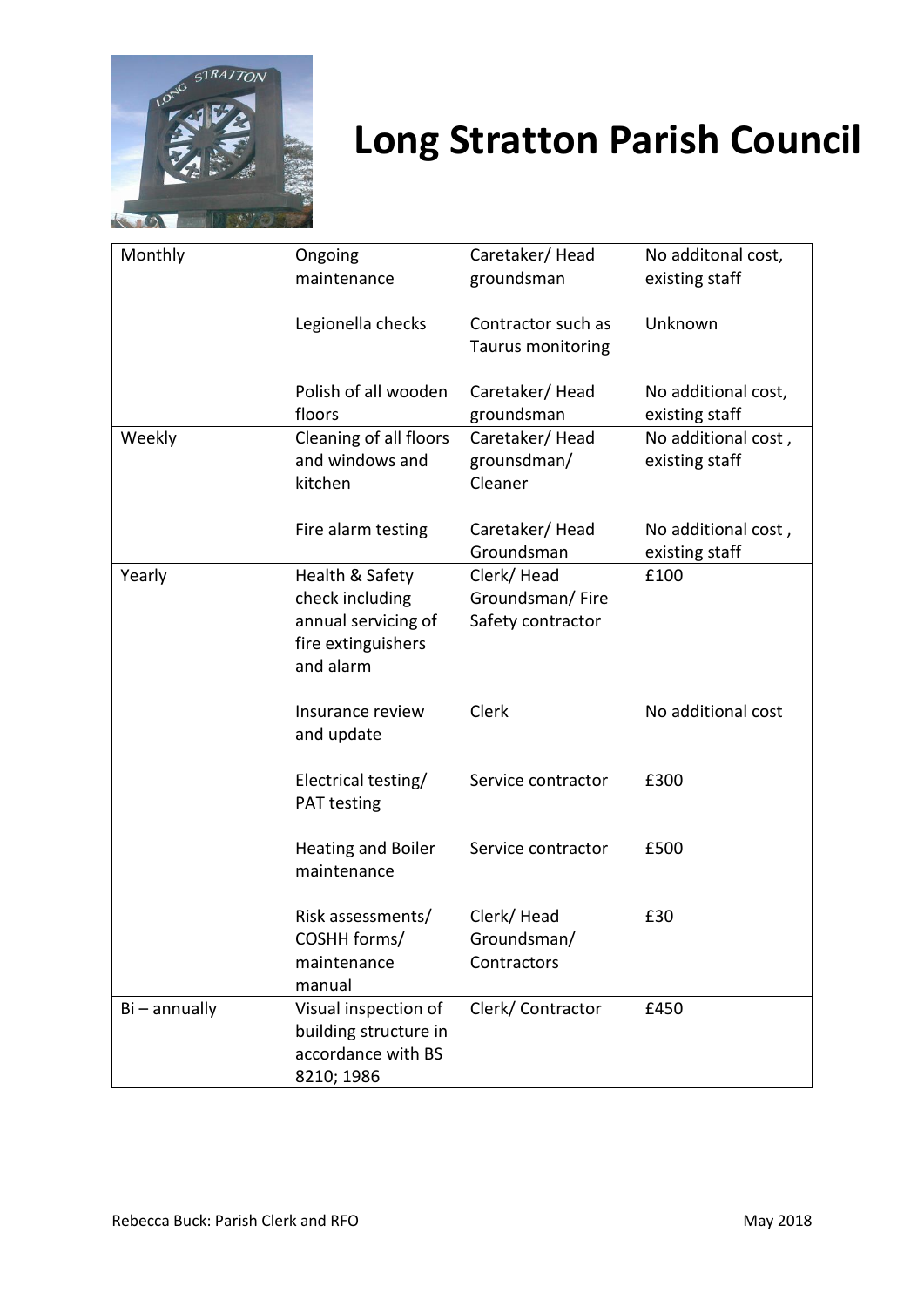# Long Stratton Parish Council

| | | | |
|---|---|---|---|
| Monthly | Ongoing maintenance | Caretaker/ Head groundsman | No additonal cost, existing staff |
| | Legionella checks | Contractor such as Taurus monitoring | Unknown |
| | Polish of all wooden floors | Caretaker/ Head groundsman | No additional cost, existing staff |
| Weekly | Cleaning of all floors and windows and kitchen | Caretaker/ Head grounsdman/ Cleaner | No additional cost , existing staff |
| | Fire alarm testing | Caretaker/ Head Groundsman | No additional cost , existing staff |
| Yearly | Health & Safety check including annual servicing of fire extinguishers and alarm | Clerk/ Head Groundsman/ Fire Safety contractor | £100 |
| | Insurance review and update | Clerk | No additional cost |
| | Electrical testing/ PAT testing | Service contractor | £300 |
| | Heating and Boiler maintenance | Service contractor | £500 |
| | Risk assessments/ COSHH forms/ maintenance manual | Clerk/ Head Groundsman/ Contractors | £30 |
| Bi – annually | Visual inspection of building structure in accordance with BS 8210; 1986 | Clerk/ Contractor | £450 |

Rebecca Buck: Parish Clerk and RFO May 2018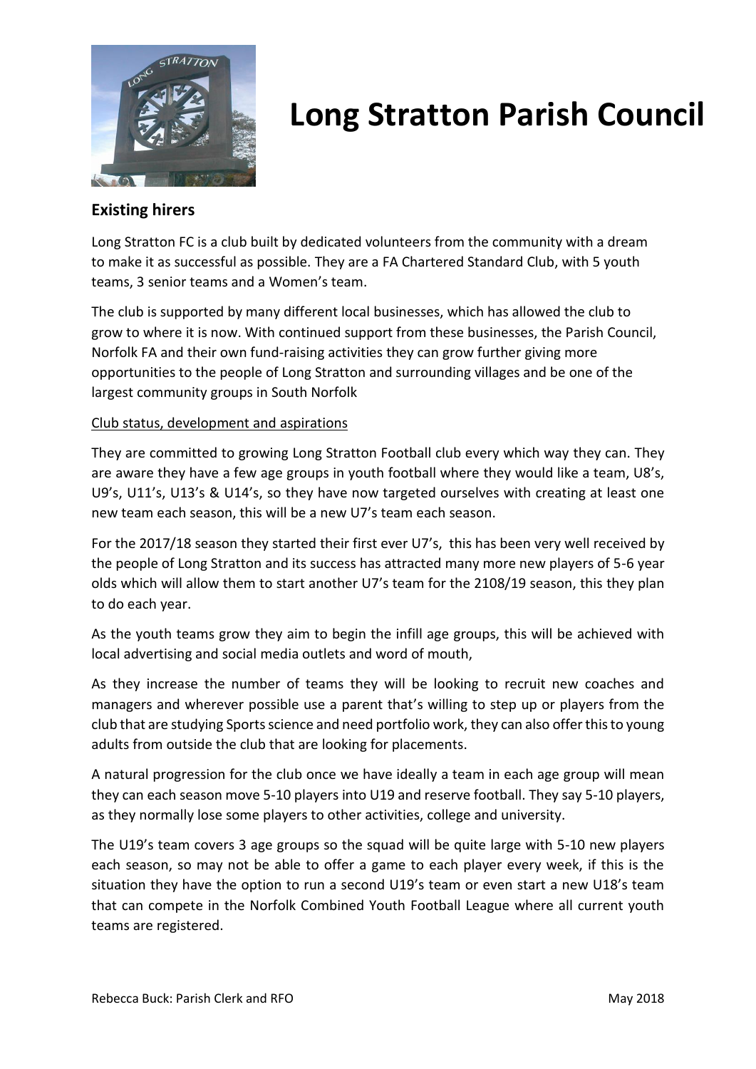# Long Stratton Parish Council

## Existing hirers

Long Stratton FC is a club built by dedicated volunteers from the community with a dream to make it as successful as possible. They are a FA Chartered Standard Club, with 5 youth teams, 3 senior teams and a Women's team.

The club is supported by many different local businesses, which has allowed the club to grow to where it is now. With continued support from these businesses, the Parish Council, Norfolk FA and their own fund-raising activities they can grow further giving more opportunities to the people of Long Stratton and surrounding villages and be one of the largest community groups in South Norfolk

<u>Club status, development and aspirations</u>

They are committed to growing Long Stratton Football club every which way they can. They are aware they have a few age groups in youth football where they would like a team, U8's, U9's, U11's, U13's & U14's, so they have now targeted ourselves with creating at least one new team each season, this will be a new U7's team each season.

For the 2017/18 season they started their first ever U7's, this has been very well received by the people of Long Stratton and its success has attracted many more new players of 5-6 year olds which will allow them to start another U7's team for the 2108/19 season, this they plan to do each year.

As the youth teams grow they aim to begin the infill age groups, this will be achieved with local advertising and social media outlets and word of mouth,

As they increase the number of teams they will be looking to recruit new coaches and managers and wherever possible use a parent that's willing to step up or players from the club that are studying Sports science and need portfolio work, they can also offer this to young adults from outside the club that are looking for placements.

A natural progression for the club once we have ideally a team in each age group will mean they can each season move 5-10 players into U19 and reserve football. They say 5-10 players, as they normally lose some players to other activities, college and university.

The U19's team covers 3 age groups so the squad will be quite large with 5-10 new players each season, so may not be able to offer a game to each player every week, if this is the situation they have the option to run a second U19's team or even start a new U18's team that can compete in the Norfolk Combined Youth Football League where all current youth teams are registered.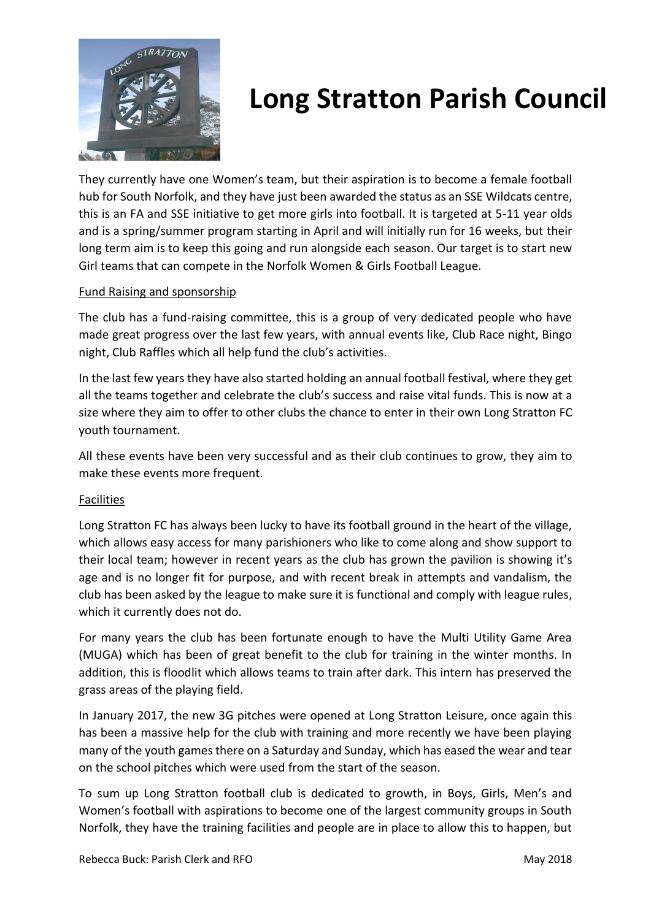# Long Stratton Parish Council

They currently have one Women's team, but their aspiration is to become a female football hub for South Norfolk, and they have just been awarded the status as an SSE Wildcats centre, this is an FA and SSE initiative to get more girls into football. It is targeted at 5-11 year olds and is a spring/summer program starting in April and will initially run for 16 weeks, but their long term aim is to keep this going and run alongside each season. Our target is to start new Girl teams that can compete in the Norfolk Women & Girls Football League.

Fund Raising and sponsorship

The club has a fund-raising committee, this is a group of very dedicated people who have made great progress over the last few years, with annual events like, Club Race night, Bingo night, Club Raffles which all help fund the club's activities.

In the last few years they have also started holding an annual football festival, where they get all the teams together and celebrate the club's success and raise vital funds. This is now at a size where they aim to offer to other clubs the chance to enter in their own Long Stratton FC youth tournament.

All these events have been very successful and as their club continues to grow, they aim to make these events more frequent.

Facilities

Long Stratton FC has always been lucky to have its football ground in the heart of the village, which allows easy access for many parishioners who like to come along and show support to their local team; however in recent years as the club has grown the pavilion is showing it's age and is no longer fit for purpose, and with recent break in attempts and vandalism, the club has been asked by the league to make sure it is functional and comply with league rules, which it currently does not do.

For many years the club has been fortunate enough to have the Multi Utility Game Area (MUGA) which has been of great benefit to the club for training in the winter months. In addition, this is floodlit which allows teams to train after dark. This intern has preserved the grass areas of the playing field.

In January 2017, the new 3G pitches were opened at Long Stratton Leisure, once again this has been a massive help for the club with training and more recently we have been playing many of the youth games there on a Saturday and Sunday, which has eased the wear and tear on the school pitches which were used from the start of the season.

To sum up Long Stratton football club is dedicated to growth, in Boys, Girls, Men's and Women's football with aspirations to become one of the largest community groups in South Norfolk, they have the training facilities and people are in place to allow this to happen, but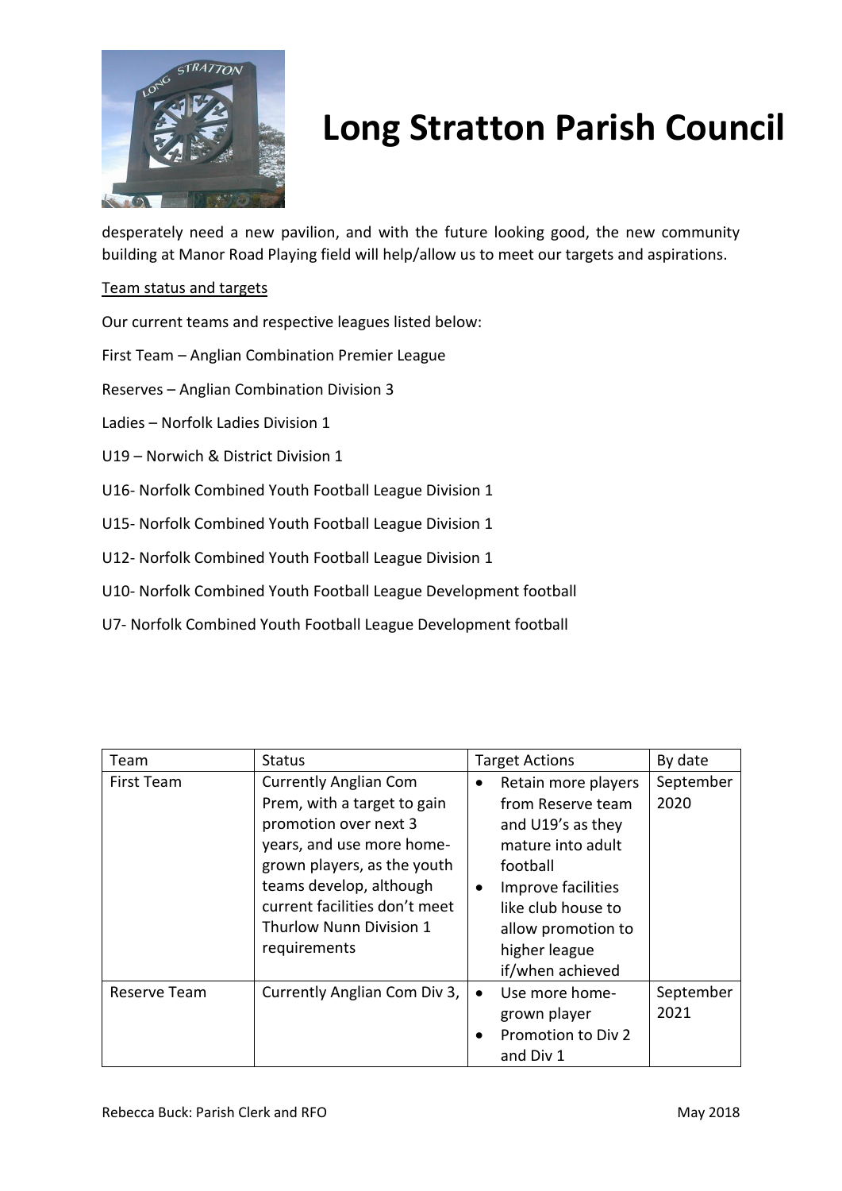# Long Stratton Parish Council

desperately need a new pavilion, and with the future looking good, the new community building at Manor Road Playing field will help/allow us to meet our targets and aspirations.

Team status and targets

Our current teams and respective leagues listed below:

First Team – Anglian Combination Premier League

Reserves – Anglian Combination Division 3

Ladies – Norfolk Ladies Division 1

U19 – Norwich & District Division 1

U16- Norfolk Combined Youth Football League Division 1

U15- Norfolk Combined Youth Football League Division 1

U12- Norfolk Combined Youth Football League Division 1

U10- Norfolk Combined Youth Football League Development football

U7- Norfolk Combined Youth Football League Development football

| Team | Status | Target Actions | By date |
|---|---|---|---|
| First Team | Currently Anglian Com Prem, with a target to gain promotion over next 3 years, and use more home-grown players, as the youth teams develop, although current facilities don't meet Thurlow Nunn Division 1 requirements | • Retain more players from Reserve team and U19's as they mature into adult football<br>• Improve facilities like club house to allow promotion to higher league if/when achieved | September 2020 |
| Reserve Team | Currently Anglian Com Div 3, | • Use more home-grown player<br>• Promotion to Div 2 and Div 1 | September 2021 |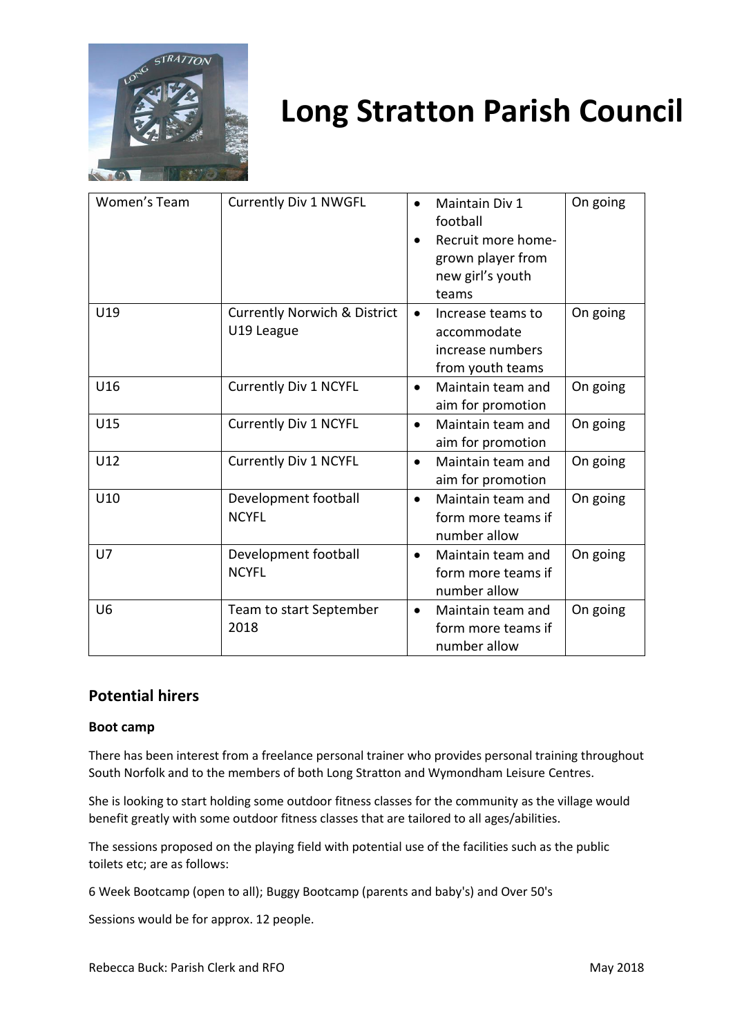# Long Stratton Parish Council

| Women's Team | Currently Div 1 NWGFL | • Maintain Div 1 football<br>• Recruit more home-grown player from new girl's youth teams | On going |
|---|---|---|---|
| U19 | Currently Norwich & District U19 League | • Increase teams to accommodate increase numbers from youth teams | On going |
| U16 | Currently Div 1 NCYFL | • Maintain team and aim for promotion | On going |
| U15 | Currently Div 1 NCYFL | • Maintain team and aim for promotion | On going |
| U12 | Currently Div 1 NCYFL | • Maintain team and aim for promotion | On going |
| U10 | Development football NCYFL | • Maintain team and form more teams if number allow | On going |
| U7 | Development football NCYFL | • Maintain team and form more teams if number allow | On going |
| U6 | Team to start September 2018 | • Maintain team and form more teams if number allow | On going |

## Potential hirers

**Boot camp**

There has been interest from a freelance personal trainer who provides personal training throughout South Norfolk and to the members of both Long Stratton and Wymondham Leisure Centres.

She is looking to start holding some outdoor fitness classes for the community as the village would benefit greatly with some outdoor fitness classes that are tailored to all ages/abilities.

The sessions proposed on the playing field with potential use of the facilities such as the public toilets etc; are as follows:

6 Week Bootcamp (open to all); Buggy Bootcamp (parents and baby's) and Over 50's

Sessions would be for approx. 12 people.

Rebecca Buck: Parish Clerk and RFO May 2018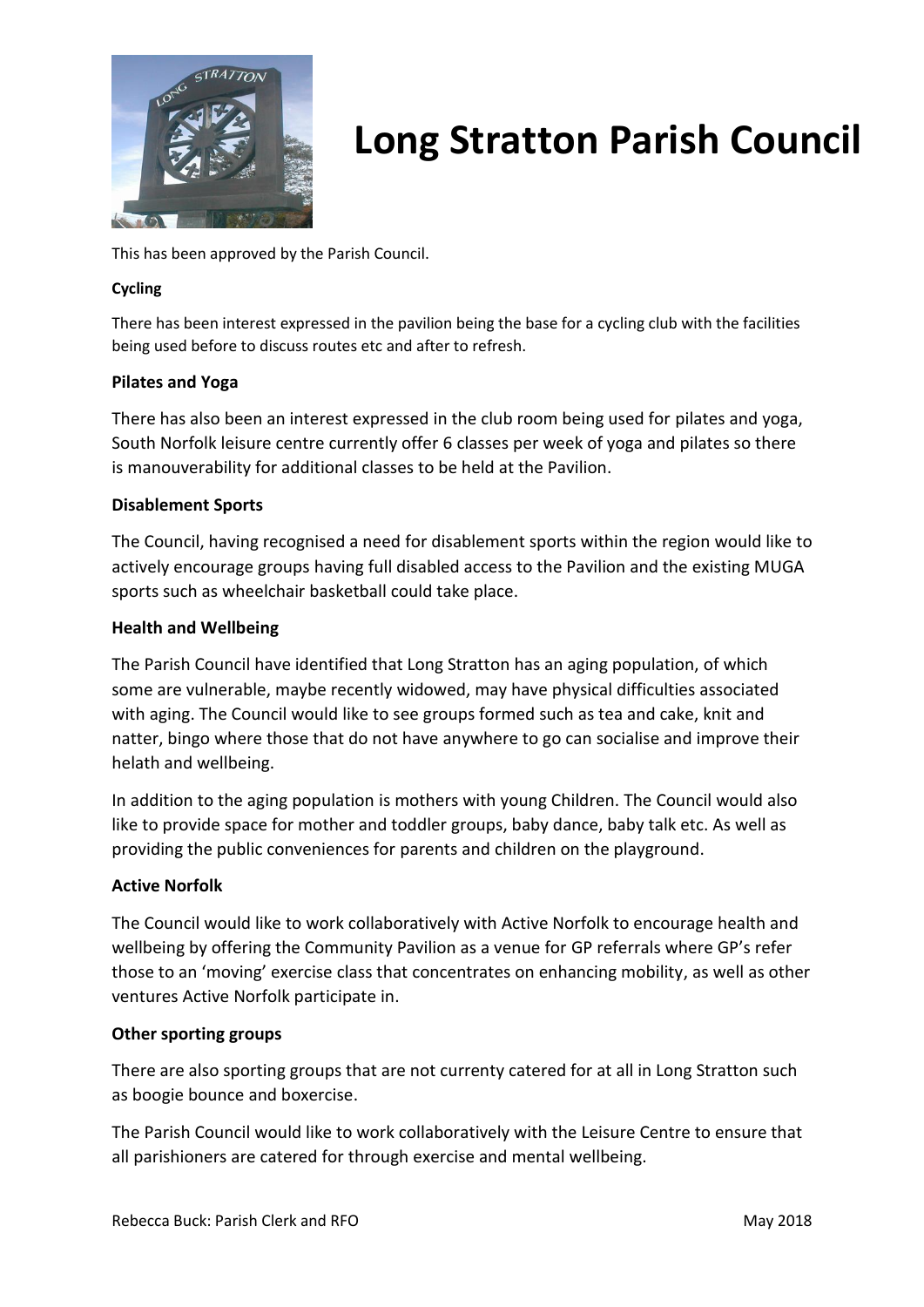# Long Stratton Parish Council

This has been approved by the Parish Council.

**Cycling**

There has been interest expressed in the pavilion being the base for a cycling club with the facilities being used before to discuss routes etc and after to refresh.

**Pilates and Yoga**

There has also been an interest expressed in the club room being used for pilates and yoga, South Norfolk leisure centre currently offer 6 classes per week of yoga and pilates so there is manouverability for additional classes to be held at the Pavilion.

**Disablement Sports**

The Council, having recognised a need for disablement sports within the region would like to actively encourage groups having full disabled access to the Pavilion and the existing MUGA sports such as wheelchair basketball could take place.

**Health and Wellbeing**

The Parish Council have identified that Long Stratton has an aging population, of which some are vulnerable, maybe recently widowed, may have physical difficulties associated with aging. The Council would like to see groups formed such as tea and cake, knit and natter, bingo where those that do not have anywhere to go can socialise and improve their helath and wellbeing.

In addition to the aging population is mothers with young Children. The Council would also like to provide space for mother and toddler groups, baby dance, baby talk etc. As well as providing the public conveniences for parents and children on the playground.

**Active Norfolk**

The Council would like to work collaboratively with Active Norfolk to encourage health and wellbeing by offering the Community Pavilion as a venue for GP referrals where GP's refer those to an 'moving' exercise class that concentrates on enhancing mobility, as well as other ventures Active Norfolk participate in.

**Other sporting groups**

There are also sporting groups that are not currenty catered for at all in Long Stratton such as boogie bounce and boxercise.

The Parish Council would like to work collaboratively with the Leisure Centre to ensure that all parishioners are catered for through exercise and mental wellbeing.

Rebecca Buck: Parish Clerk and RFO — May 2018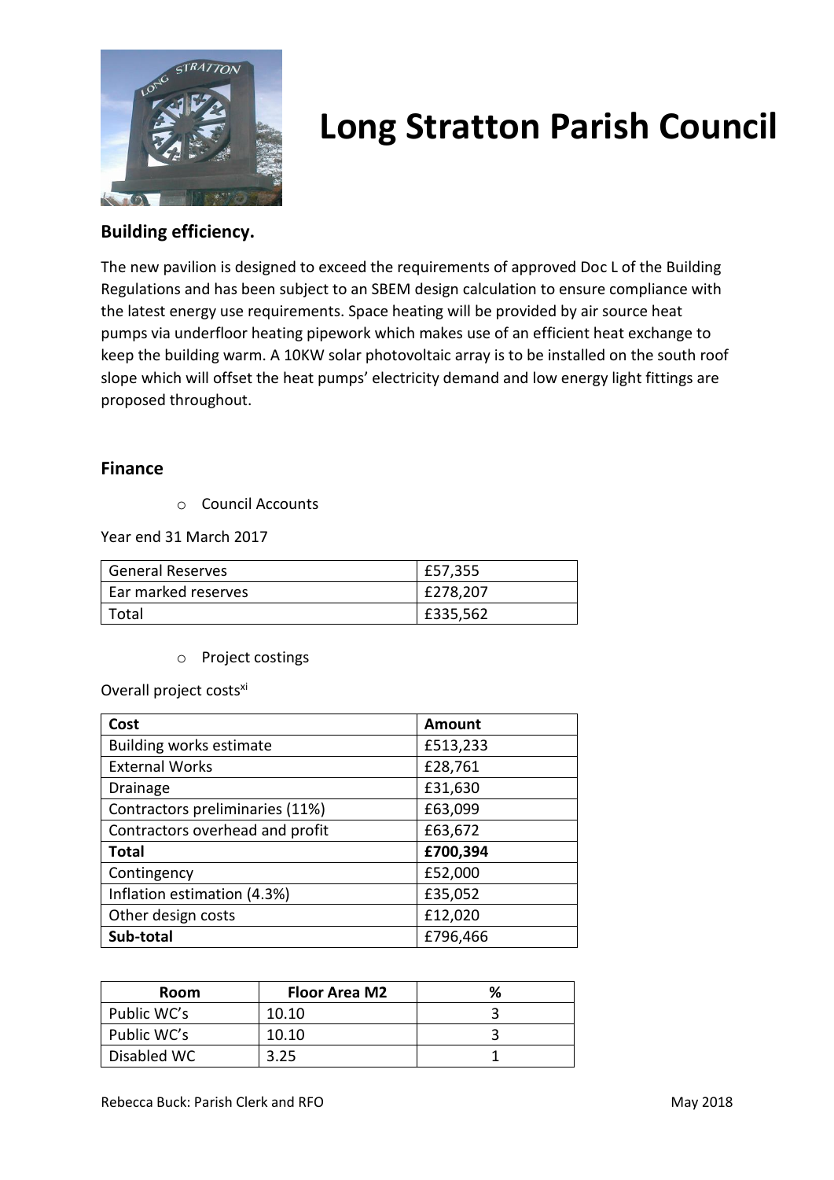# Long Stratton Parish Council

## Building efficiency.

The new pavilion is designed to exceed the requirements of approved Doc L of the Building Regulations and has been subject to an SBEM design calculation to ensure compliance with the latest energy use requirements. Space heating will be provided by air source heat pumps via underfloor heating pipework which makes use of an efficient heat exchange to keep the building warm. A 10KW solar photovoltaic array is to be installed on the south roof slope which will offset the heat pumps' electricity demand and low energy light fittings are proposed throughout.

## Finance

- Council Accounts

Year end 31 March 2017

| General Reserves | £57,355 |
|---|---|
| Ear marked reserves | £278,207 |
| Total | £335,562 |

- Project costings

Overall project costs[xi]

| Cost | Amount |
|---|---|
| Building works estimate | £513,233 |
| External Works | £28,761 |
| Drainage | £31,630 |
| Contractors preliminaries (11%) | £63,099 |
| Contractors overhead and profit | £63,672 |
| **Total** | **£700,394** |
| Contingency | £52,000 |
| Inflation estimation (4.3%) | £35,052 |
| Other design costs | £12,020 |
| **Sub-total** | £796,466 |

| Room | Floor Area M2 | % |
|---|---|---|
| Public WC's | 10.10 | 3 |
| Public WC's | 10.10 | 3 |
| Disabled WC | 3.25 | 1 |

Rebecca Buck: Parish Clerk and RFO May 2018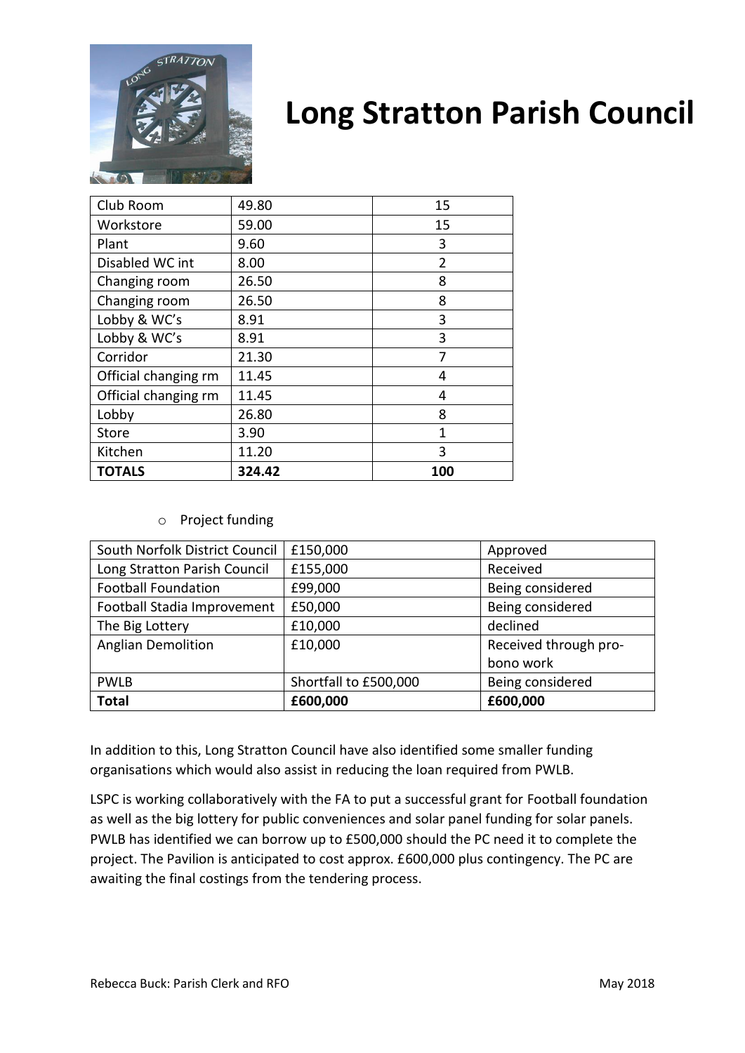# Long Stratton Parish Council

| Club Room | 49.80 | 15 |
| --- | --- | --- |
| Workstore | 59.00 | 15 |
| Plant | 9.60 | 3 |
| Disabled WC int | 8.00 | 2 |
| Changing room | 26.50 | 8 |
| Changing room | 26.50 | 8 |
| Lobby & WC's | 8.91 | 3 |
| Lobby & WC's | 8.91 | 3 |
| Corridor | 21.30 | 7 |
| Official changing rm | 11.45 | 4 |
| Official changing rm | 11.45 | 4 |
| Lobby | 26.80 | 8 |
| Store | 3.90 | 1 |
| Kitchen | 11.20 | 3 |
| **TOTALS** | **324.42** | **100** |

- Project funding

| South Norfolk District Council | £150,000 | Approved |
| --- | --- | --- |
| Long Stratton Parish Council | £155,000 | Received |
| Football Foundation | £99,000 | Being considered |
| Football Stadia Improvement | £50,000 | Being considered |
| The Big Lottery | £10,000 | declined |
| Anglian Demolition | £10,000 | Received through pro-bono work |
| PWLB | Shortfall to £500,000 | Being considered |
| **Total** | **£600,000** | **£600,000** |

In addition to this, Long Stratton Council have also identified some smaller funding organisations which would also assist in reducing the loan required from PWLB.

LSPC is working collaboratively with the FA to put a successful grant for Football foundation as well as the big lottery for public conveniences and solar panel funding for solar panels. PWLB has identified we can borrow up to £500,000 should the PC need it to complete the project. The Pavilion is anticipated to cost approx. £600,000 plus contingency. The PC are awaiting the final costings from the tendering process.

Rebecca Buck: Parish Clerk and RFO

May 2018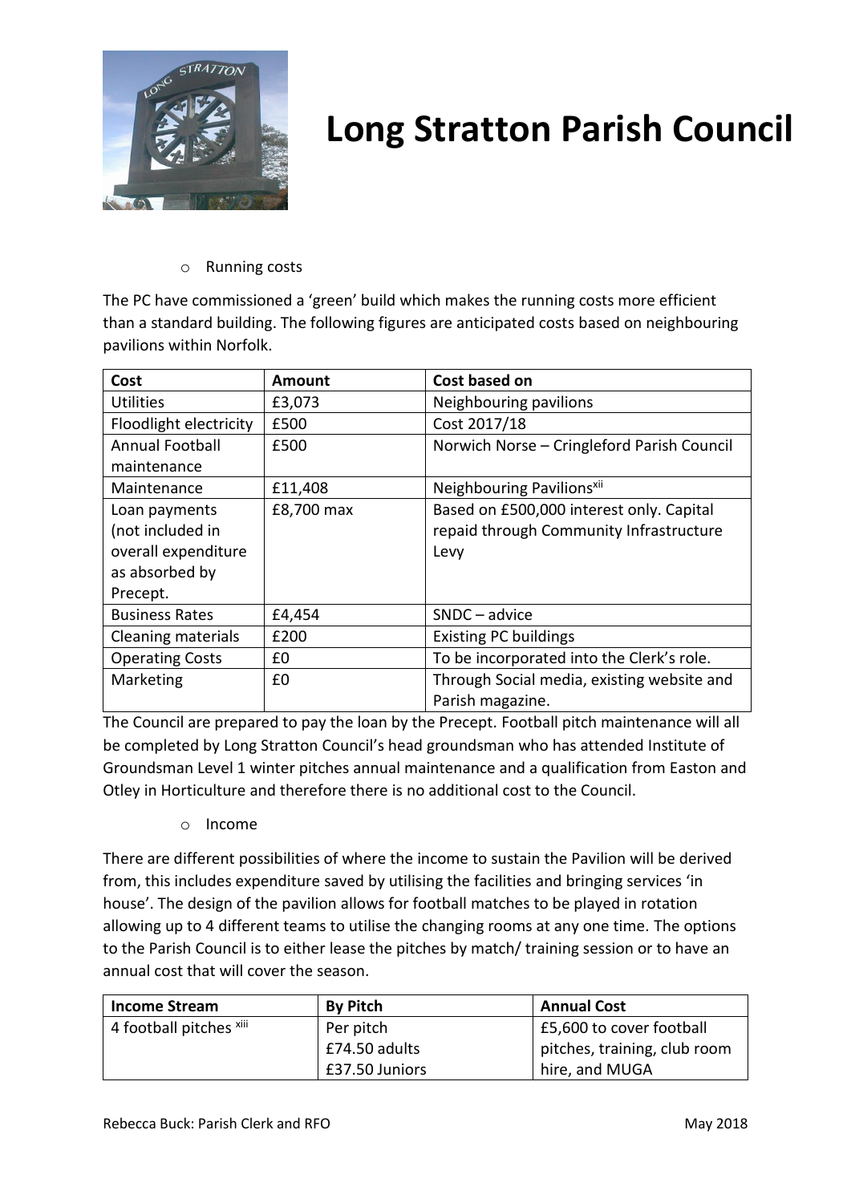- Running costs

The PC have commissioned a 'green' build which makes the running costs more efficient than a standard building. The following figures are anticipated costs based on neighbouring pavilions within Norfolk.

| Cost | Amount | Cost based on |
|---|---|---|
| Utilities | £3,073 | Neighbouring pavilions |
| Floodlight electricity | £500 | Cost 2017/18 |
| Annual Football maintenance | £500 | Norwich Norse – Cringleford Parish Council |
| Maintenance | £11,408 | Neighbouring Pavilions[xii] |
| Loan payments (not included in overall expenditure as absorbed by Precept. | £8,700 max | Based on £500,000 interest only. Capital repaid through Community Infrastructure Levy |
| Business Rates | £4,454 | SNDC – advice |
| Cleaning materials | £200 | Existing PC buildings |
| Operating Costs | £0 | To be incorporated into the Clerk's role. |
| Marketing | £0 | Through Social media, existing website and Parish magazine. |

The Council are prepared to pay the loan by the Precept. Football pitch maintenance will all be completed by Long Stratton Council's head groundsman who has attended Institute of Groundsman Level 1 winter pitches annual maintenance and a qualification from Easton and Otley in Horticulture and therefore there is no additional cost to the Council.

- Income

There are different possibilities of where the income to sustain the Pavilion will be derived from, this includes expenditure saved by utilising the facilities and bringing services 'in house'. The design of the pavilion allows for football matches to be played in rotation allowing up to 4 different teams to utilise the changing rooms at any one time. The options to the Parish Council is to either lease the pitches by match/ training session or to have an annual cost that will cover the season.

| Income Stream | By Pitch | Annual Cost |
|---|---|---|
| 4 football pitches [xiii] | Per pitch<br>£74.50 adults<br>£37.50 Juniors | £5,600 to cover football pitches, training, club room hire, and MUGA |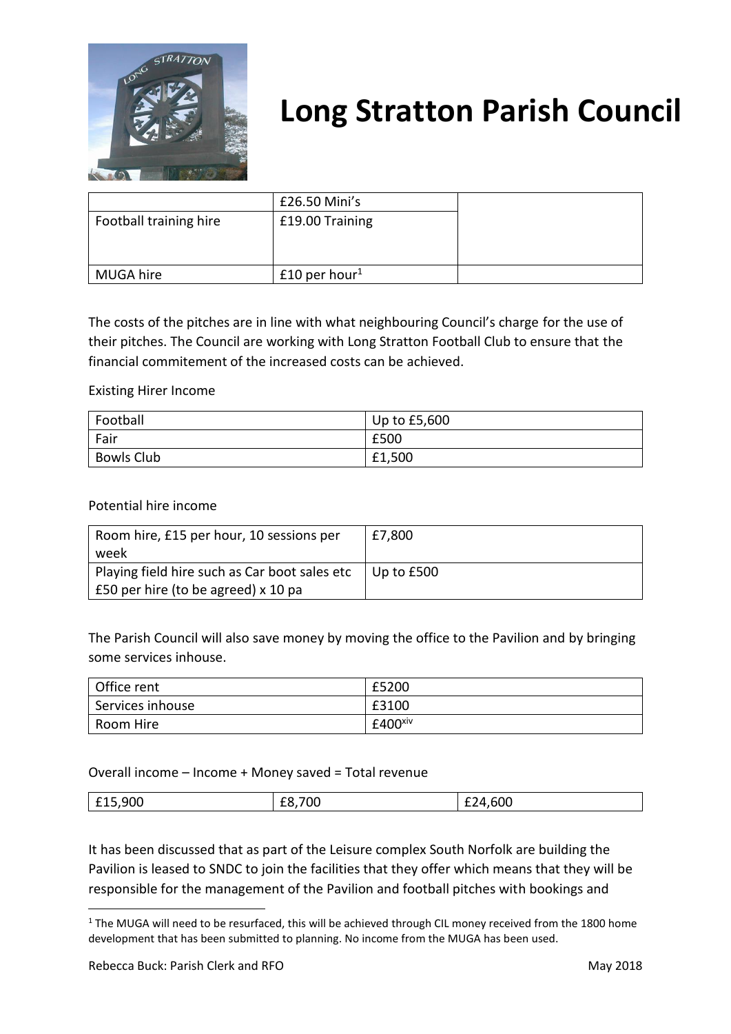# Long Stratton Parish Council

| | £26.50 Mini's | |
|---|---|---|
| Football training hire | £19.00 Training | |
| MUGA hire | £10 per hour[1] | |

The costs of the pitches are in line with what neighbouring Council's charge for the use of their pitches. The Council are working with Long Stratton Football Club to ensure that the financial commitement of the increased costs can be achieved.

Existing Hirer Income

| | |
|---|---|
| Football | Up to £5,600 |
| Fair | £500 |
| Bowls Club | £1,500 |

Potential hire income

| | |
|---|---|
| Room hire, £15 per hour, 10 sessions per week | £7,800 |
| Playing field hire such as Car boot sales etc £50 per hire (to be agreed) x 10 pa | Up to £500 |

The Parish Council will also save money by moving the office to the Pavilion and by bringing some services inhouse.

| | |
|---|---|
| Office rent | £5200 |
| Services inhouse | £3100 |
| Room Hire | £400[xiv] |

Overall income – Income + Money saved = Total revenue

| | | |
|---|---|---|
| £15,900 | £8,700 | £24,600 |

It has been discussed that as part of the Leisure complex South Norfolk are building the Pavilion is leased to SNDC to join the facilities that they offer which means that they will be responsible for the management of the Pavilion and football pitches with bookings and

[1] The MUGA will need to be resurfaced, this will be achieved through CIL money received from the 1800 home development that has been submitted to planning. No income from the MUGA has been used.

Rebecca Buck: Parish Clerk and RFO May 2018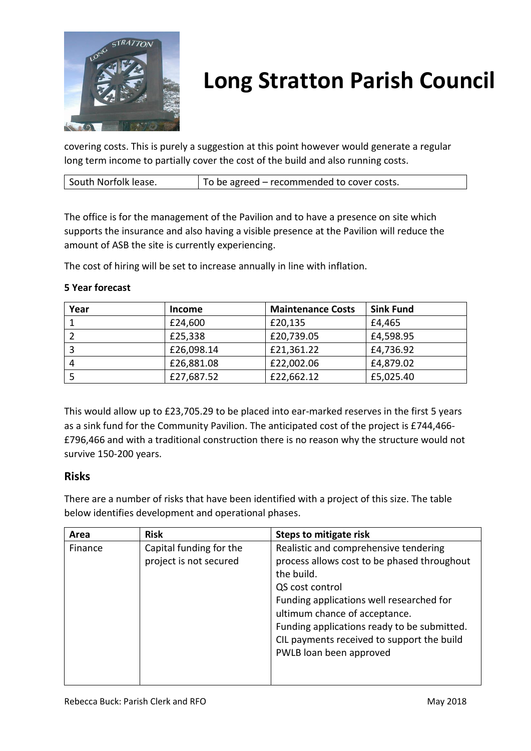covering costs. This is purely a suggestion at this point however would generate a regular long term income to partially cover the cost of the build and also running costs.

| South Norfolk lease. | To be agreed – recommended to cover costs. |
|---|---|

The office is for the management of the Pavilion and to have a presence on site which supports the insurance and also having a visible presence at the Pavilion will reduce the amount of ASB the site is currently experiencing.

The cost of hiring will be set to increase annually in line with inflation.

**5 Year forecast**

| Year | Income | Maintenance Costs | Sink Fund |
|---|---|---|---|
| 1 | £24,600 | £20,135 | £4,465 |
| 2 | £25,338 | £20,739.05 | £4,598.95 |
| 3 | £26,098.14 | £21,361.22 | £4,736.92 |
| 4 | £26,881.08 | £22,002.06 | £4,879.02 |
| 5 | £27,687.52 | £22,662.12 | £5,025.40 |

This would allow up to £23,705.29 to be placed into ear-marked reserves in the first 5 years as a sink fund for the Community Pavilion. The anticipated cost of the project is £744,466-£796,466 and with a traditional construction there is no reason why the structure would not survive 150-200 years.

## Risks

There are a number of risks that have been identified with a project of this size. The table below identifies development and operational phases.

| Area | Risk | Steps to mitigate risk |
|---|---|---|
| Finance | Capital funding for the project is not secured | Realistic and comprehensive tendering process allows cost to be phased throughout the build.<br>QS cost control<br>Funding applications well researched for ultimum chance of acceptance.<br>Funding applications ready to be submitted.<br>CIL payments received to support the build<br>PWLB loan been approved |

Rebecca Buck: Parish Clerk and RFO May 2018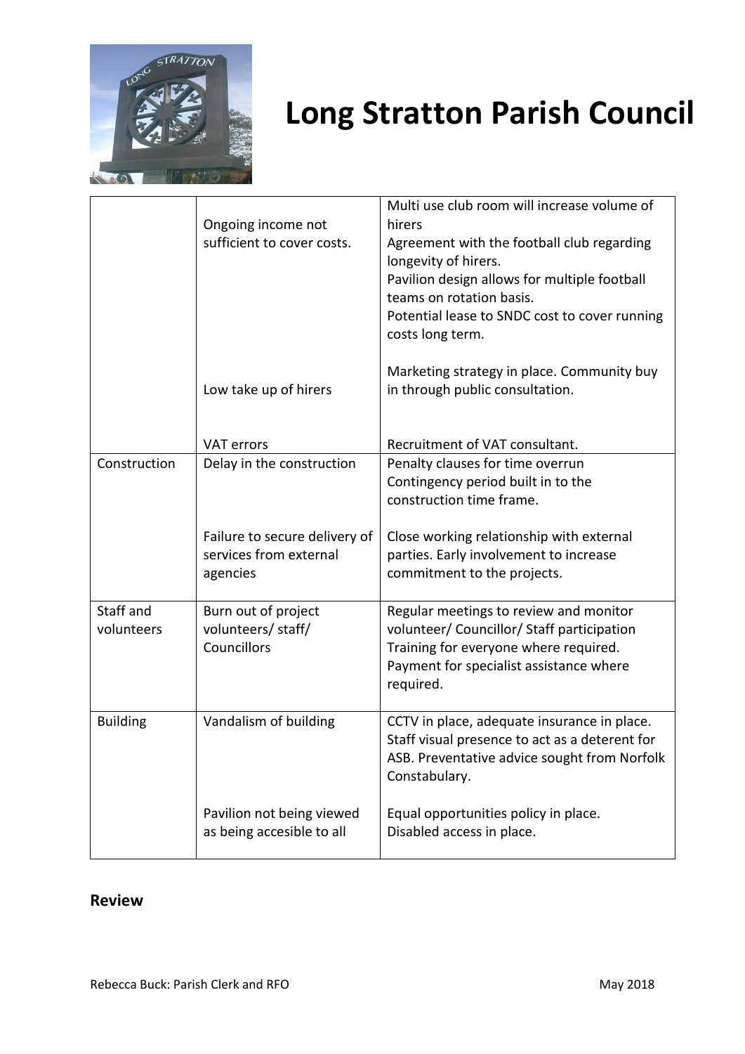# Long Stratton Parish Council

| | | |
|---|---|---|
| | Ongoing income not sufficient to cover costs. | Multi use club room will increase volume of hirers<br>Agreement with the football club regarding longevity of hirers.<br>Pavilion design allows for multiple football teams on rotation basis.<br>Potential lease to SNDC cost to cover running costs long term. |
| | Low take up of hirers | Marketing strategy in place. Community buy in through public consultation. |
| | VAT errors | Recruitment of VAT consultant. |
| Construction | Delay in the construction | Penalty clauses for time overrun<br>Contingency period built in to the construction time frame. |
| | Failure to secure delivery of services from external agencies | Close working relationship with external parties. Early involvement to increase commitment to the projects. |
| Staff and volunteers | Burn out of project volunteers/ staff/ Councillors | Regular meetings to review and monitor volunteer/ Councillor/ Staff participation<br>Training for everyone where required.<br>Payment for specialist assistance where required. |
| Building | Vandalism of building | CCTV in place, adequate insurance in place. Staff visual presence to act as a deterent for ASB. Preventative advice sought from Norfolk Constabulary. |
| | Pavilion not being viewed as being accesible to all | Equal opportunities policy in place.<br>Disabled access in place. |

## Review

Rebecca Buck: Parish Clerk and RFO May 2018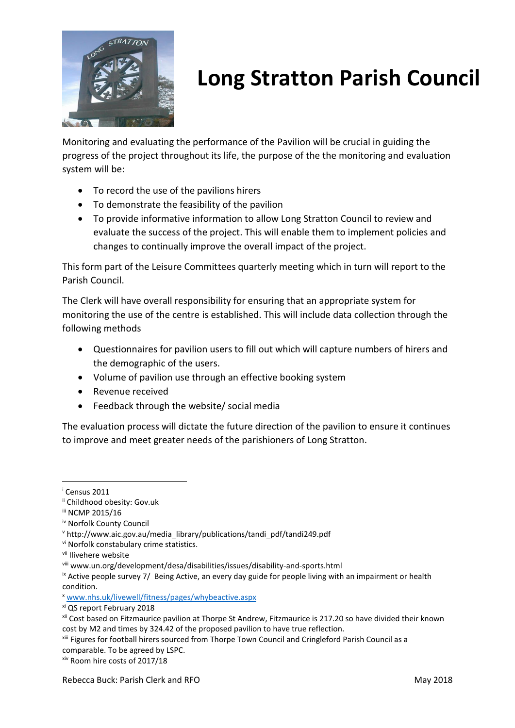# Long Stratton Parish Council

Monitoring and evaluating the performance of the Pavilion will be crucial in guiding the progress of the project throughout its life, the purpose of the the monitoring and evaluation system will be:

- To record the use of the pavilions hirers
- To demonstrate the feasibility of the pavilion
- To provide informative information to allow Long Stratton Council to review and evaluate the success of the project. This will enable them to implement policies and changes to continually improve the overall impact of the project.

This form part of the Leisure Committees quarterly meeting which in turn will report to the Parish Council.

The Clerk will have overall responsibility for ensuring that an appropriate system for monitoring the use of the centre is established. This will include data collection through the following methods

- Questionnaires for pavilion users to fill out which will capture numbers of hirers and the demographic of the users.
- Volume of pavilion use through an effective booking system
- Revenue received
- Feedback through the website/ social media

The evaluation process will dictate the future direction of the pavilion to ensure it continues to improve and meet greater needs of the parishioners of Long Stratton.

---

[i] Census 2011

[ii] Childhood obesity: Gov.uk

[iii] NCMP 2015/16

[iv] Norfolk County Council

[v] http://www.aic.gov.au/media_library/publications/tandi_pdf/tandi249.pdf

[vi] Norfolk constabulary crime statistics.

[vii] Ilivehere website

[viii] www.un.org/development/desa/disabilities/issues/disability-and-sports.html

[ix] Active people survey 7/ Being Active, an every day guide for people living with an impairment or health condition.

[x] www.nhs.uk/livewell/fitness/pages/whybeactive.aspx

[xi] QS report February 2018

[xii] Cost based on Fitzmaurice pavilion at Thorpe St Andrew, Fitzmaurice is 217.20 so have divided their known cost by M2 and times by 324.42 of the proposed pavilion to have true reflection.

[xiii] Figures for football hirers sourced from Thorpe Town Council and Cringleford Parish Council as a comparable. To be agreed by LSPC.

[xiv] Room hire costs of 2017/18

Rebecca Buck: Parish Clerk and RFO

May 2018